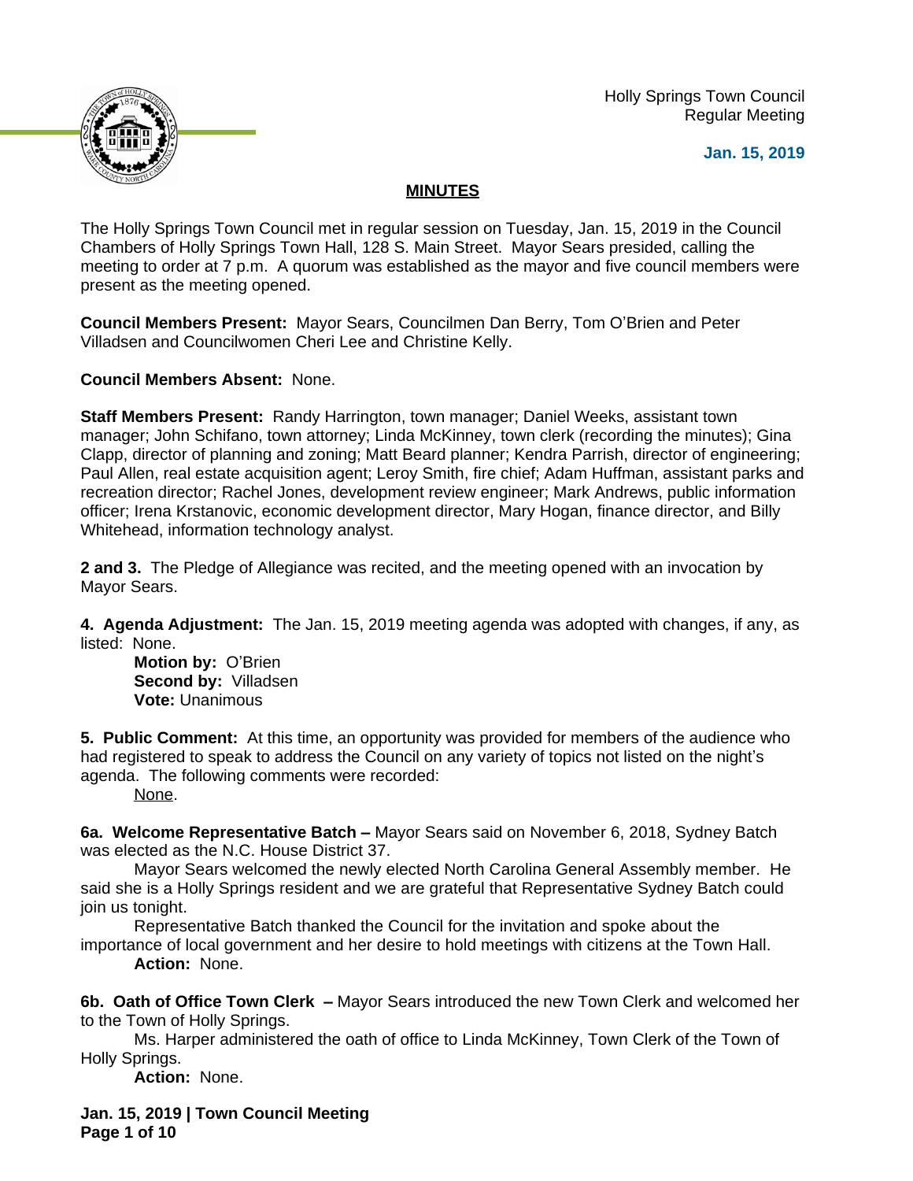Holly Springs Town Council
Regular Meeting

**Jan. 15, 2019**

## MINUTES

The Holly Springs Town Council met in regular session on Tuesday, Jan. 15, 2019 in the Council Chambers of Holly Springs Town Hall, 128 S. Main Street. Mayor Sears presided, calling the meeting to order at 7 p.m. A quorum was established as the mayor and five council members were present as the meeting opened.

**Council Members Present:** Mayor Sears, Councilmen Dan Berry, Tom O'Brien and Peter Villadsen and Councilwomen Cheri Lee and Christine Kelly.

**Council Members Absent:** None.

**Staff Members Present:** Randy Harrington, town manager; Daniel Weeks, assistant town manager; John Schifano, town attorney; Linda McKinney, town clerk (recording the minutes); Gina Clapp, director of planning and zoning; Matt Beard planner; Kendra Parrish, director of engineering; Paul Allen, real estate acquisition agent; Leroy Smith, fire chief; Adam Huffman, assistant parks and recreation director; Rachel Jones, development review engineer; Mark Andrews, public information officer; Irena Krstanovic, economic development director, Mary Hogan, finance director, and Billy Whitehead, information technology analyst.

**2 and 3.** The Pledge of Allegiance was recited, and the meeting opened with an invocation by Mayor Sears.

**4. Agenda Adjustment:** The Jan. 15, 2019 meeting agenda was adopted with changes, if any, as listed: None.

**Motion by:** O'Brien
**Second by:** Villadsen
**Vote:** Unanimous

**5. Public Comment:** At this time, an opportunity was provided for members of the audience who had registered to speak to address the Council on any variety of topics not listed on the night's agenda. The following comments were recorded:

None.

**6a. Welcome Representative Batch –** Mayor Sears said on November 6, 2018, Sydney Batch was elected as the N.C. House District 37.

Mayor Sears welcomed the newly elected North Carolina General Assembly member. He said she is a Holly Springs resident and we are grateful that Representative Sydney Batch could join us tonight.

Representative Batch thanked the Council for the invitation and spoke about the importance of local government and her desire to hold meetings with citizens at the Town Hall.

**Action:** None.

**6b. Oath of Office Town Clerk –** Mayor Sears introduced the new Town Clerk and welcomed her to the Town of Holly Springs.

Ms. Harper administered the oath of office to Linda McKinney, Town Clerk of the Town of Holly Springs.

**Action:** None.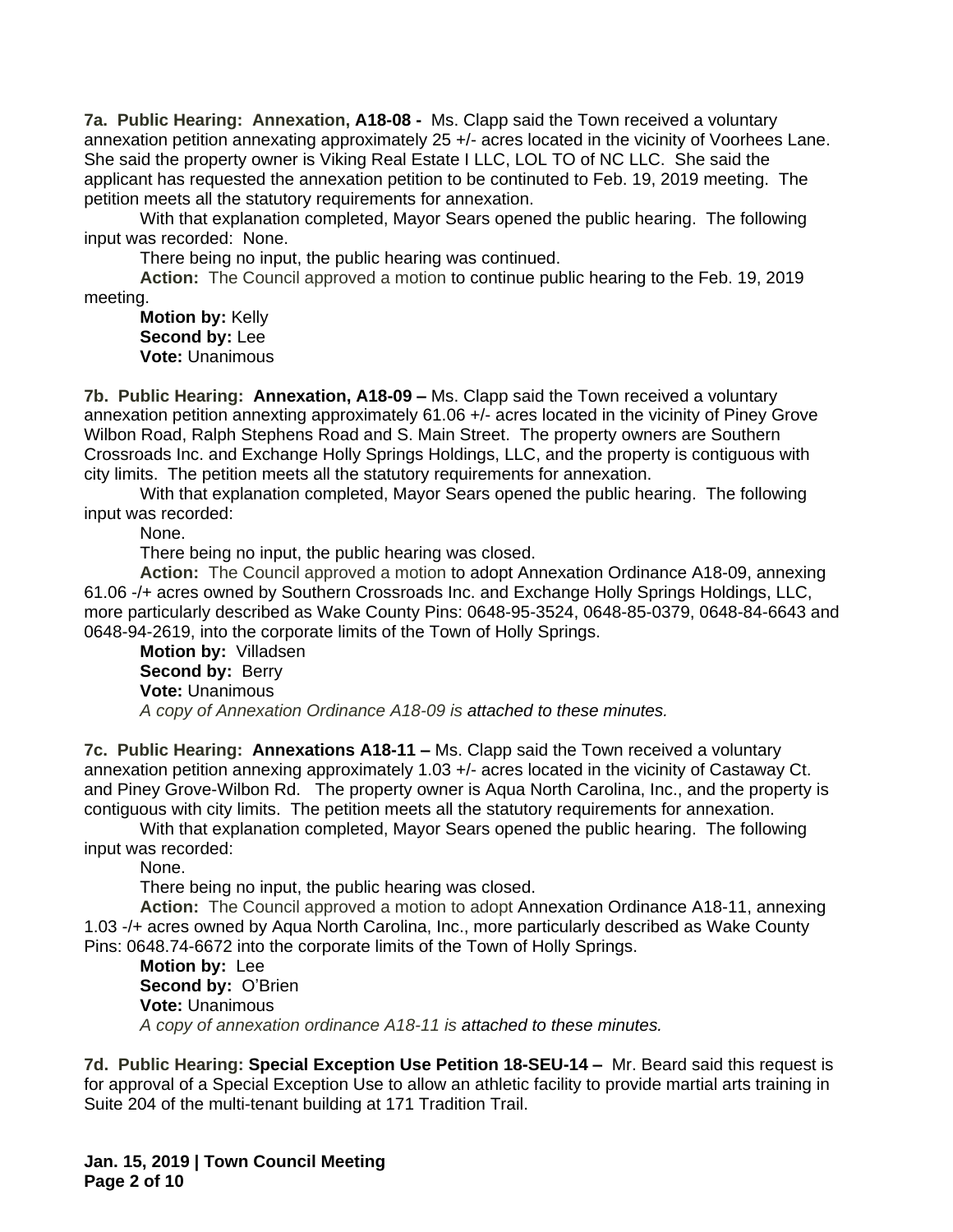**7a. Public Hearing: Annexation, A18-08 -** Ms. Clapp said the Town received a voluntary annexation petition annexating approximately 25 +/- acres located in the vicinity of Voorhees Lane. She said the property owner is Viking Real Estate I LLC, LOL TO of NC LLC. She said the applicant has requested the annexation petition to be continuted to Feb. 19, 2019 meeting. The petition meets all the statutory requirements for annexation.

With that explanation completed, Mayor Sears opened the public hearing. The following input was recorded: None.

There being no input, the public hearing was continued.

**Action:** The Council approved a motion to continue public hearing to the Feb. 19, 2019 meeting.

**Motion by:** Kelly
**Second by:** Lee
**Vote:** Unanimous

**7b. Public Hearing: Annexation, A18-09 –** Ms. Clapp said the Town received a voluntary annexation petition annexting approximately 61.06 +/- acres located in the vicinity of Piney Grove Wilbon Road, Ralph Stephens Road and S. Main Street. The property owners are Southern Crossroads Inc. and Exchange Holly Springs Holdings, LLC, and the property is contiguous with city limits. The petition meets all the statutory requirements for annexation.

With that explanation completed, Mayor Sears opened the public hearing. The following input was recorded:

None.

There being no input, the public hearing was closed.

**Action:** The Council approved a motion to adopt Annexation Ordinance A18-09, annexing 61.06 -/+ acres owned by Southern Crossroads Inc. and Exchange Holly Springs Holdings, LLC, more particularly described as Wake County Pins: 0648-95-3524, 0648-85-0379, 0648-84-6643 and 0648-94-2619, into the corporate limits of the Town of Holly Springs.

**Motion by:** Villadsen
**Second by:** Berry
**Vote:** Unanimous

*A copy of Annexation Ordinance A18-09 is attached to these minutes.*

**7c. Public Hearing: Annexations A18-11 –** Ms. Clapp said the Town received a voluntary annexation petition annexing approximately 1.03 +/- acres located in the vicinity of Castaway Ct. and Piney Grove-Wilbon Rd. The property owner is Aqua North Carolina, Inc., and the property is contiguous with city limits. The petition meets all the statutory requirements for annexation.

With that explanation completed, Mayor Sears opened the public hearing. The following input was recorded:

None.

There being no input, the public hearing was closed.

**Action:** The Council approved a motion to adopt Annexation Ordinance A18-11, annexing 1.03 -/+ acres owned by Aqua North Carolina, Inc., more particularly described as Wake County Pins: 0648.74-6672 into the corporate limits of the Town of Holly Springs.

**Motion by:** Lee
**Second by:** O'Brien
**Vote:** Unanimous

*A copy of annexation ordinance A18-11 is attached to these minutes.*

**7d. Public Hearing: Special Exception Use Petition 18-SEU-14 –** Mr. Beard said this request is for approval of a Special Exception Use to allow an athletic facility to provide martial arts training in Suite 204 of the multi-tenant building at 171 Tradition Trail.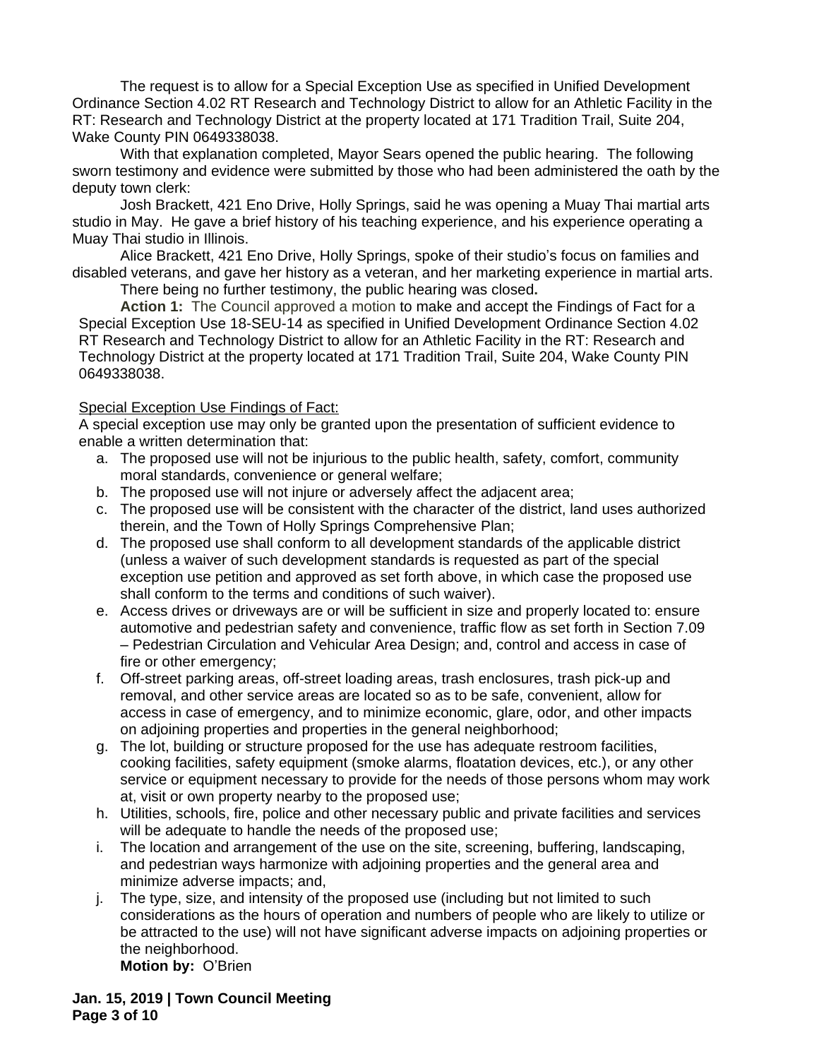The request is to allow for a Special Exception Use as specified in Unified Development Ordinance Section 4.02 RT Research and Technology District to allow for an Athletic Facility in the RT: Research and Technology District at the property located at 171 Tradition Trail, Suite 204, Wake County PIN 0649338038.

With that explanation completed, Mayor Sears opened the public hearing. The following sworn testimony and evidence were submitted by those who had been administered the oath by the deputy town clerk:

Josh Brackett, 421 Eno Drive, Holly Springs, said he was opening a Muay Thai martial arts studio in May. He gave a brief history of his teaching experience, and his experience operating a Muay Thai studio in Illinois.

Alice Brackett, 421 Eno Drive, Holly Springs, spoke of their studio's focus on families and disabled veterans, and gave her history as a veteran, and her marketing experience in martial arts.

There being no further testimony, the public hearing was closed.

**Action 1:** The Council approved a motion to make and accept the Findings of Fact for a Special Exception Use 18-SEU-14 as specified in Unified Development Ordinance Section 4.02 RT Research and Technology District to allow for an Athletic Facility in the RT: Research and Technology District at the property located at 171 Tradition Trail, Suite 204, Wake County PIN 0649338038.

Special Exception Use Findings of Fact:

A special exception use may only be granted upon the presentation of sufficient evidence to enable a written determination that:

a. The proposed use will not be injurious to the public health, safety, comfort, community moral standards, convenience or general welfare;
b. The proposed use will not injure or adversely affect the adjacent area;
c. The proposed use will be consistent with the character of the district, land uses authorized therein, and the Town of Holly Springs Comprehensive Plan;
d. The proposed use shall conform to all development standards of the applicable district (unless a waiver of such development standards is requested as part of the special exception use petition and approved as set forth above, in which case the proposed use shall conform to the terms and conditions of such waiver).
e. Access drives or driveways are or will be sufficient in size and properly located to: ensure automotive and pedestrian safety and convenience, traffic flow as set forth in Section 7.09 – Pedestrian Circulation and Vehicular Area Design; and, control and access in case of fire or other emergency;
f. Off-street parking areas, off-street loading areas, trash enclosures, trash pick-up and removal, and other service areas are located so as to be safe, convenient, allow for access in case of emergency, and to minimize economic, glare, odor, and other impacts on adjoining properties and properties in the general neighborhood;
g. The lot, building or structure proposed for the use has adequate restroom facilities, cooking facilities, safety equipment (smoke alarms, floatation devices, etc.), or any other service or equipment necessary to provide for the needs of those persons whom may work at, visit or own property nearby to the proposed use;
h. Utilities, schools, fire, police and other necessary public and private facilities and services will be adequate to handle the needs of the proposed use;
i. The location and arrangement of the use on the site, screening, buffering, landscaping, and pedestrian ways harmonize with adjoining properties and the general area and minimize adverse impacts; and,
j. The type, size, and intensity of the proposed use (including but not limited to such considerations as the hours of operation and numbers of people who are likely to utilize or be attracted to the use) will not have significant adverse impacts on adjoining properties or the neighborhood.

**Motion by:** O'Brien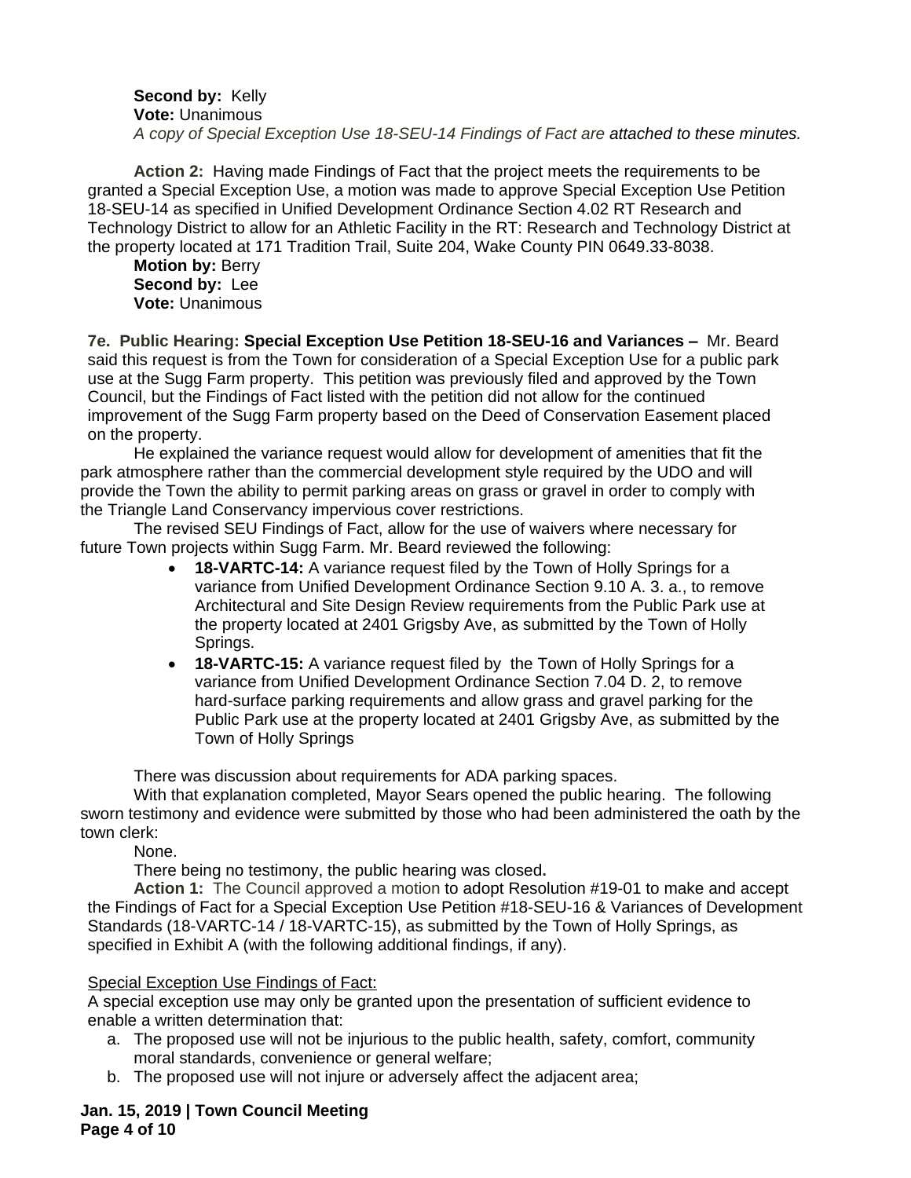**Second by:** Kelly
**Vote:** Unanimous
*A copy of Special Exception Use 18-SEU-14 Findings of Fact are attached to these minutes.*

**Action 2:** Having made Findings of Fact that the project meets the requirements to be granted a Special Exception Use, a motion was made to approve Special Exception Use Petition 18-SEU-14 as specified in Unified Development Ordinance Section 4.02 RT Research and Technology District to allow for an Athletic Facility in the RT: Research and Technology District at the property located at 171 Tradition Trail, Suite 204, Wake County PIN 0649.33-8038.

**Motion by:** Berry
**Second by:** Lee
**Vote:** Unanimous

**7e. Public Hearing: Special Exception Use Petition 18-SEU-16 and Variances –** Mr. Beard said this request is from the Town for consideration of a Special Exception Use for a public park use at the Sugg Farm property. This petition was previously filed and approved by the Town Council, but the Findings of Fact listed with the petition did not allow for the continued improvement of the Sugg Farm property based on the Deed of Conservation Easement placed on the property.

He explained the variance request would allow for development of amenities that fit the park atmosphere rather than the commercial development style required by the UDO and will provide the Town the ability to permit parking areas on grass or gravel in order to comply with the Triangle Land Conservancy impervious cover restrictions.

The revised SEU Findings of Fact, allow for the use of waivers where necessary for future Town projects within Sugg Farm. Mr. Beard reviewed the following:

- **18-VARTC-14:** A variance request filed by the Town of Holly Springs for a variance from Unified Development Ordinance Section 9.10 A. 3. a., to remove Architectural and Site Design Review requirements from the Public Park use at the property located at 2401 Grigsby Ave, as submitted by the Town of Holly Springs.
- **18-VARTC-15:** A variance request filed by the Town of Holly Springs for a variance from Unified Development Ordinance Section 7.04 D. 2, to remove hard-surface parking requirements and allow grass and gravel parking for the Public Park use at the property located at 2401 Grigsby Ave, as submitted by the Town of Holly Springs

There was discussion about requirements for ADA parking spaces.

With that explanation completed, Mayor Sears opened the public hearing. The following sworn testimony and evidence were submitted by those who had been administered the oath by the town clerk:

None.

There being no testimony, the public hearing was closed.

**Action 1:** The Council approved a motion to adopt Resolution #19-01 to make and accept the Findings of Fact for a Special Exception Use Petition #18-SEU-16 & Variances of Development Standards (18-VARTC-14 / 18-VARTC-15), as submitted by the Town of Holly Springs, as specified in Exhibit A (with the following additional findings, if any).

Special Exception Use Findings of Fact:

A special exception use may only be granted upon the presentation of sufficient evidence to enable a written determination that:

a. The proposed use will not be injurious to the public health, safety, comfort, community moral standards, convenience or general welfare;
b. The proposed use will not injure or adversely affect the adjacent area;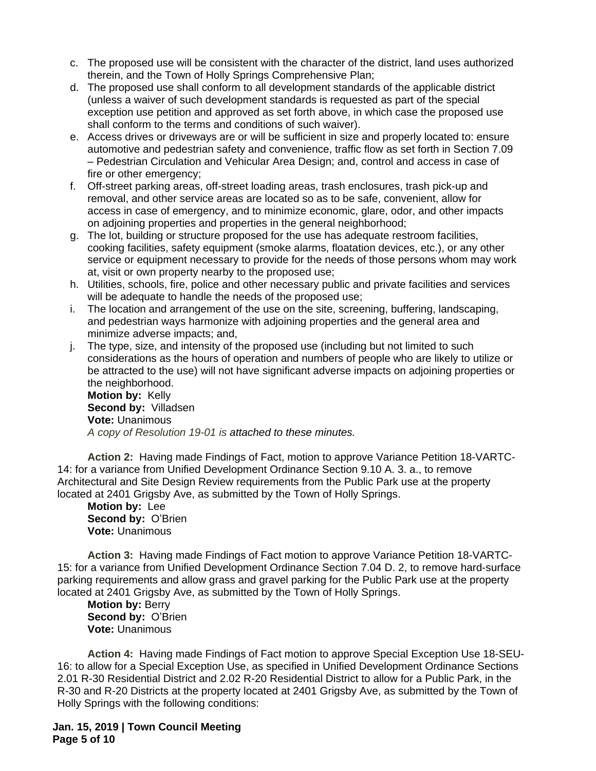c. The proposed use will be consistent with the character of the district, land uses authorized therein, and the Town of Holly Springs Comprehensive Plan;

d. The proposed use shall conform to all development standards of the applicable district (unless a waiver of such development standards is requested as part of the special exception use petition and approved as set forth above, in which case the proposed use shall conform to the terms and conditions of such waiver).

e. Access drives or driveways are or will be sufficient in size and properly located to: ensure automotive and pedestrian safety and convenience, traffic flow as set forth in Section 7.09 – Pedestrian Circulation and Vehicular Area Design; and, control and access in case of fire or other emergency;

f. Off-street parking areas, off-street loading areas, trash enclosures, trash pick-up and removal, and other service areas are located so as to be safe, convenient, allow for access in case of emergency, and to minimize economic, glare, odor, and other impacts on adjoining properties and properties in the general neighborhood;

g. The lot, building or structure proposed for the use has adequate restroom facilities, cooking facilities, safety equipment (smoke alarms, floatation devices, etc.), or any other service or equipment necessary to provide for the needs of those persons whom may work at, visit or own property nearby to the proposed use;

h. Utilities, schools, fire, police and other necessary public and private facilities and services will be adequate to handle the needs of the proposed use;

i. The location and arrangement of the use on the site, screening, buffering, landscaping, and pedestrian ways harmonize with adjoining properties and the general area and minimize adverse impacts; and,

j. The type, size, and intensity of the proposed use (including but not limited to such considerations as the hours of operation and numbers of people who are likely to utilize or be attracted to the use) will not have significant adverse impacts on adjoining properties or the neighborhood.

**Motion by:** Kelly
**Second by:** Villadsen
**Vote:** Unanimous
*A copy of Resolution 19-01 is attached to these minutes.*

**Action 2:** Having made Findings of Fact, motion to approve Variance Petition 18-VARTC-14: for a variance from Unified Development Ordinance Section 9.10 A. 3. a., to remove Architectural and Site Design Review requirements from the Public Park use at the property located at 2401 Grigsby Ave, as submitted by the Town of Holly Springs.

**Motion by:** Lee
**Second by:** O'Brien
**Vote:** Unanimous

**Action 3:** Having made Findings of Fact motion to approve Variance Petition 18-VARTC-15: for a variance from Unified Development Ordinance Section 7.04 D. 2, to remove hard-surface parking requirements and allow grass and gravel parking for the Public Park use at the property located at 2401 Grigsby Ave, as submitted by the Town of Holly Springs.

**Motion by:** Berry
**Second by:** O'Brien
**Vote:** Unanimous

**Action 4:** Having made Findings of Fact motion to approve Special Exception Use 18-SEU-16: to allow for a Special Exception Use, as specified in Unified Development Ordinance Sections 2.01 R-30 Residential District and 2.02 R-20 Residential District to allow for a Public Park, in the R-30 and R-20 Districts at the property located at 2401 Grigsby Ave, as submitted by the Town of Holly Springs with the following conditions: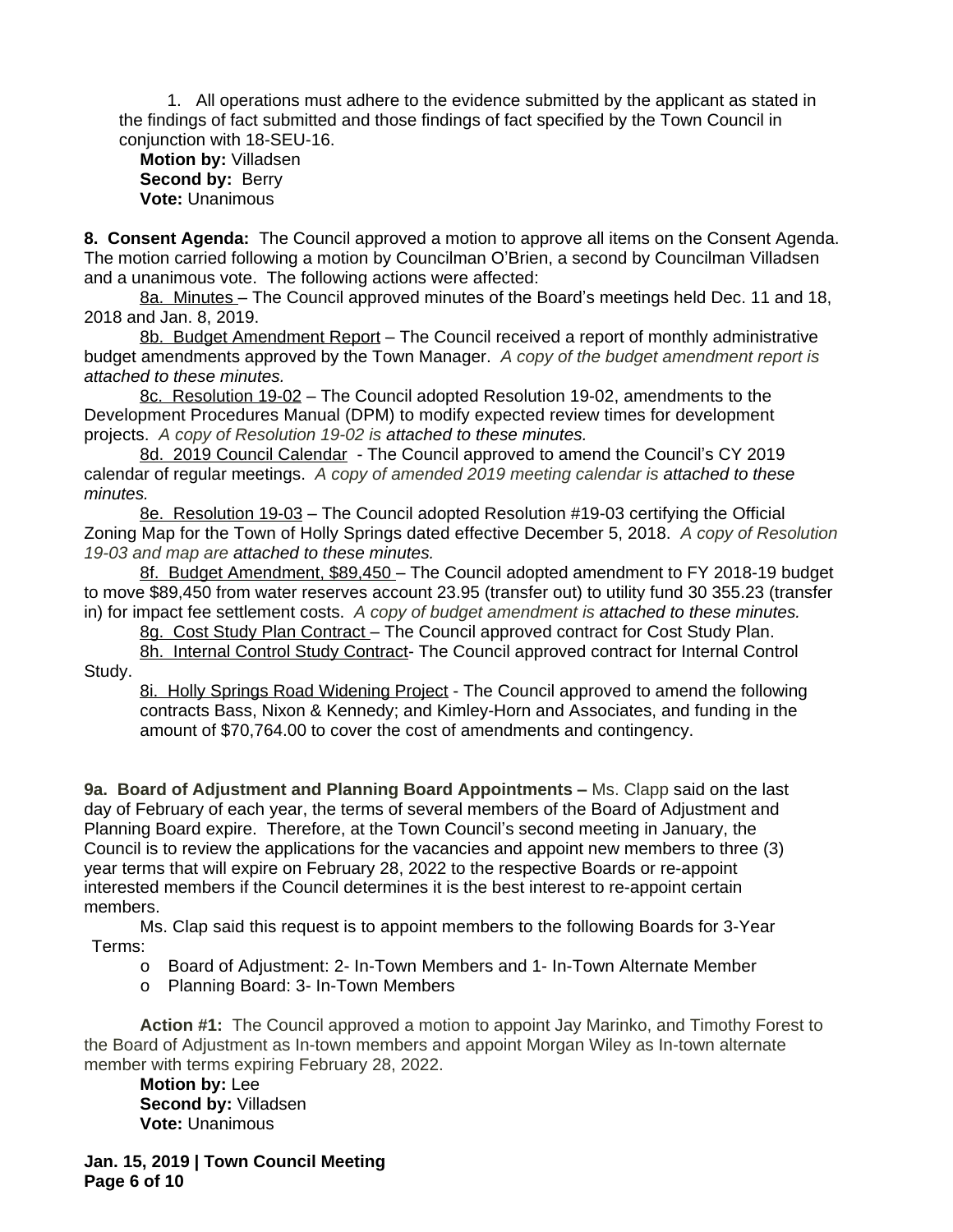1. All operations must adhere to the evidence submitted by the applicant as stated in the findings of fact submitted and those findings of fact specified by the Town Council in conjunction with 18-SEU-16.

**Motion by:** Villadsen
**Second by:** Berry
**Vote:** Unanimous

**8. Consent Agenda:** The Council approved a motion to approve all items on the Consent Agenda. The motion carried following a motion by Councilman O'Brien, a second by Councilman Villadsen and a unanimous vote. The following actions were affected:

8a. Minutes – The Council approved minutes of the Board's meetings held Dec. 11 and 18, 2018 and Jan. 8, 2019.

8b. Budget Amendment Report – The Council received a report of monthly administrative budget amendments approved by the Town Manager. *A copy of the budget amendment report is attached to these minutes.*

8c. Resolution 19-02 – The Council adopted Resolution 19-02, amendments to the Development Procedures Manual (DPM) to modify expected review times for development projects. *A copy of Resolution 19-02 is attached to these minutes.*

8d. 2019 Council Calendar - The Council approved to amend the Council's CY 2019 calendar of regular meetings. *A copy of amended 2019 meeting calendar is attached to these minutes.*

8e. Resolution 19-03 – The Council adopted Resolution #19-03 certifying the Official Zoning Map for the Town of Holly Springs dated effective December 5, 2018. *A copy of Resolution 19-03 and map are attached to these minutes.*

8f. Budget Amendment, $89,450 – The Council adopted amendment to FY 2018-19 budget to move $89,450 from water reserves account 23.95 (transfer out) to utility fund 30 355.23 (transfer in) for impact fee settlement costs. *A copy of budget amendment is attached to these minutes.*

8g. Cost Study Plan Contract – The Council approved contract for Cost Study Plan.

8h. Internal Control Study Contract- The Council approved contract for Internal Control Study.

8i. Holly Springs Road Widening Project - The Council approved to amend the following contracts Bass, Nixon & Kennedy; and Kimley-Horn and Associates, and funding in the amount of $70,764.00 to cover the cost of amendments and contingency.

**9a. Board of Adjustment and Planning Board Appointments –** Ms. Clapp said on the last day of February of each year, the terms of several members of the Board of Adjustment and Planning Board expire. Therefore, at the Town Council's second meeting in January, the Council is to review the applications for the vacancies and appoint new members to three (3) year terms that will expire on February 28, 2022 to the respective Boards or re-appoint interested members if the Council determines it is the best interest to re-appoint certain members.

Ms. Clap said this request is to appoint members to the following Boards for 3-Year Terms:

- Board of Adjustment: 2- In-Town Members and 1- In-Town Alternate Member
- Planning Board: 3- In-Town Members

**Action #1:** The Council approved a motion to appoint Jay Marinko, and Timothy Forest to the Board of Adjustment as In-town members and appoint Morgan Wiley as In-town alternate member with terms expiring February 28, 2022.

**Motion by:** Lee
**Second by:** Villadsen
**Vote:** Unanimous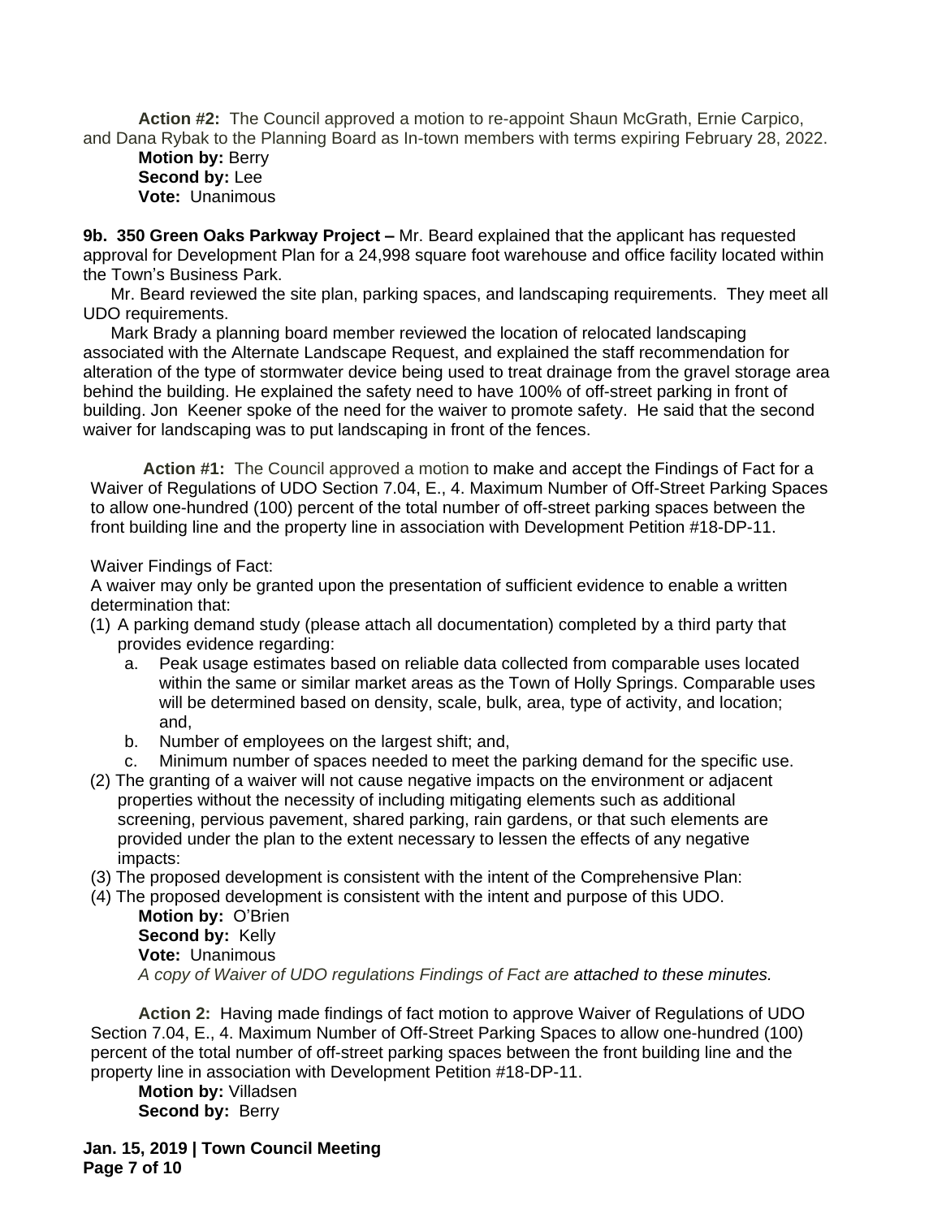**Action #2:** The Council approved a motion to re-appoint Shaun McGrath, Ernie Carpico, and Dana Rybak to the Planning Board as In-town members with terms expiring February 28, 2022.

**Motion by:** Berry
**Second by:** Lee
**Vote:** Unanimous

**9b. 350 Green Oaks Parkway Project –** Mr. Beard explained that the applicant has requested approval for Development Plan for a 24,998 square foot warehouse and office facility located within the Town's Business Park.

Mr. Beard reviewed the site plan, parking spaces, and landscaping requirements. They meet all UDO requirements.

Mark Brady a planning board member reviewed the location of relocated landscaping associated with the Alternate Landscape Request, and explained the staff recommendation for alteration of the type of stormwater device being used to treat drainage from the gravel storage area behind the building. He explained the safety need to have 100% of off-street parking in front of building. Jon Keener spoke of the need for the waiver to promote safety. He said that the second waiver for landscaping was to put landscaping in front of the fences.

**Action #1:** The Council approved a motion to make and accept the Findings of Fact for a Waiver of Regulations of UDO Section 7.04, E., 4. Maximum Number of Off-Street Parking Spaces to allow one-hundred (100) percent of the total number of off-street parking spaces between the front building line and the property line in association with Development Petition #18-DP-11.

Waiver Findings of Fact:
A waiver may only be granted upon the presentation of sufficient evidence to enable a written determination that:

(1) A parking demand study (please attach all documentation) completed by a third party that provides evidence regarding:
   a. Peak usage estimates based on reliable data collected from comparable uses located within the same or similar market areas as the Town of Holly Springs. Comparable uses will be determined based on density, scale, bulk, area, type of activity, and location; and,
   b. Number of employees on the largest shift; and,
   c. Minimum number of spaces needed to meet the parking demand for the specific use.

(2) The granting of a waiver will not cause negative impacts on the environment or adjacent properties without the necessity of including mitigating elements such as additional screening, pervious pavement, shared parking, rain gardens, or that such elements are provided under the plan to the extent necessary to lessen the effects of any negative impacts:

(3) The proposed development is consistent with the intent of the Comprehensive Plan:

(4) The proposed development is consistent with the intent and purpose of this UDO.

**Motion by:** O'Brien
**Second by:** Kelly
**Vote:** Unanimous
*A copy of Waiver of UDO regulations Findings of Fact are attached to these minutes.*

**Action 2:** Having made findings of fact motion to approve Waiver of Regulations of UDO Section 7.04, E., 4. Maximum Number of Off-Street Parking Spaces to allow one-hundred (100) percent of the total number of off-street parking spaces between the front building line and the property line in association with Development Petition #18-DP-11.

**Motion by:** Villadsen
**Second by:** Berry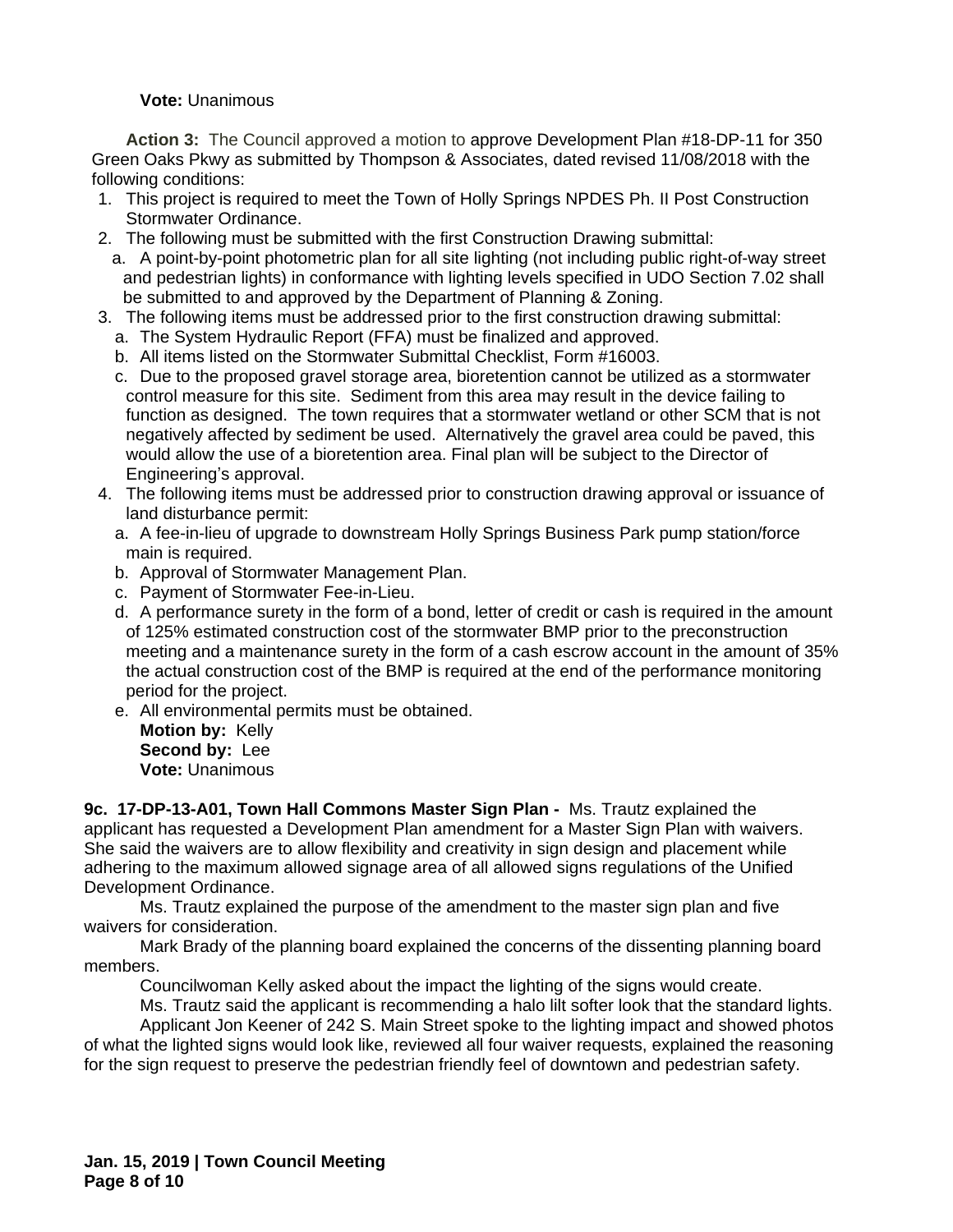**Vote:** Unanimous

**Action 3:** The Council approved a motion to approve Development Plan #18-DP-11 for 350 Green Oaks Pkwy as submitted by Thompson & Associates, dated revised 11/08/2018 with the following conditions:

1. This project is required to meet the Town of Holly Springs NPDES Ph. II Post Construction Stormwater Ordinance.
2. The following must be submitted with the first Construction Drawing submittal:
   a. A point-by-point photometric plan for all site lighting (not including public right-of-way street and pedestrian lights) in conformance with lighting levels specified in UDO Section 7.02 shall be submitted to and approved by the Department of Planning & Zoning.
3. The following items must be addressed prior to the first construction drawing submittal:
   a. The System Hydraulic Report (FFA) must be finalized and approved.
   b. All items listed on the Stormwater Submittal Checklist, Form #16003.
   c. Due to the proposed gravel storage area, bioretention cannot be utilized as a stormwater control measure for this site. Sediment from this area may result in the device failing to function as designed. The town requires that a stormwater wetland or other SCM that is not negatively affected by sediment be used. Alternatively the gravel area could be paved, this would allow the use of a bioretention area. Final plan will be subject to the Director of Engineering's approval.
4. The following items must be addressed prior to construction drawing approval or issuance of land disturbance permit:
   a. A fee-in-lieu of upgrade to downstream Holly Springs Business Park pump station/force main is required.
   b. Approval of Stormwater Management Plan.
   c. Payment of Stormwater Fee-in-Lieu.
   d. A performance surety in the form of a bond, letter of credit or cash is required in the amount of 125% estimated construction cost of the stormwater BMP prior to the preconstruction meeting and a maintenance surety in the form of a cash escrow account in the amount of 35% the actual construction cost of the BMP is required at the end of the performance monitoring period for the project.
   e. All environmental permits must be obtained.

**Motion by:** Kelly
**Second by:** Lee
**Vote:** Unanimous

**9c. 17-DP-13-A01, Town Hall Commons Master Sign Plan -** Ms. Trautz explained the applicant has requested a Development Plan amendment for a Master Sign Plan with waivers. She said the waivers are to allow flexibility and creativity in sign design and placement while adhering to the maximum allowed signage area of all allowed signs regulations of the Unified Development Ordinance.

Ms. Trautz explained the purpose of the amendment to the master sign plan and five waivers for consideration.

Mark Brady of the planning board explained the concerns of the dissenting planning board members.

Councilwoman Kelly asked about the impact the lighting of the signs would create.

Ms. Trautz said the applicant is recommending a halo lilt softer look that the standard lights.

Applicant Jon Keener of 242 S. Main Street spoke to the lighting impact and showed photos of what the lighted signs would look like, reviewed all four waiver requests, explained the reasoning for the sign request to preserve the pedestrian friendly feel of downtown and pedestrian safety.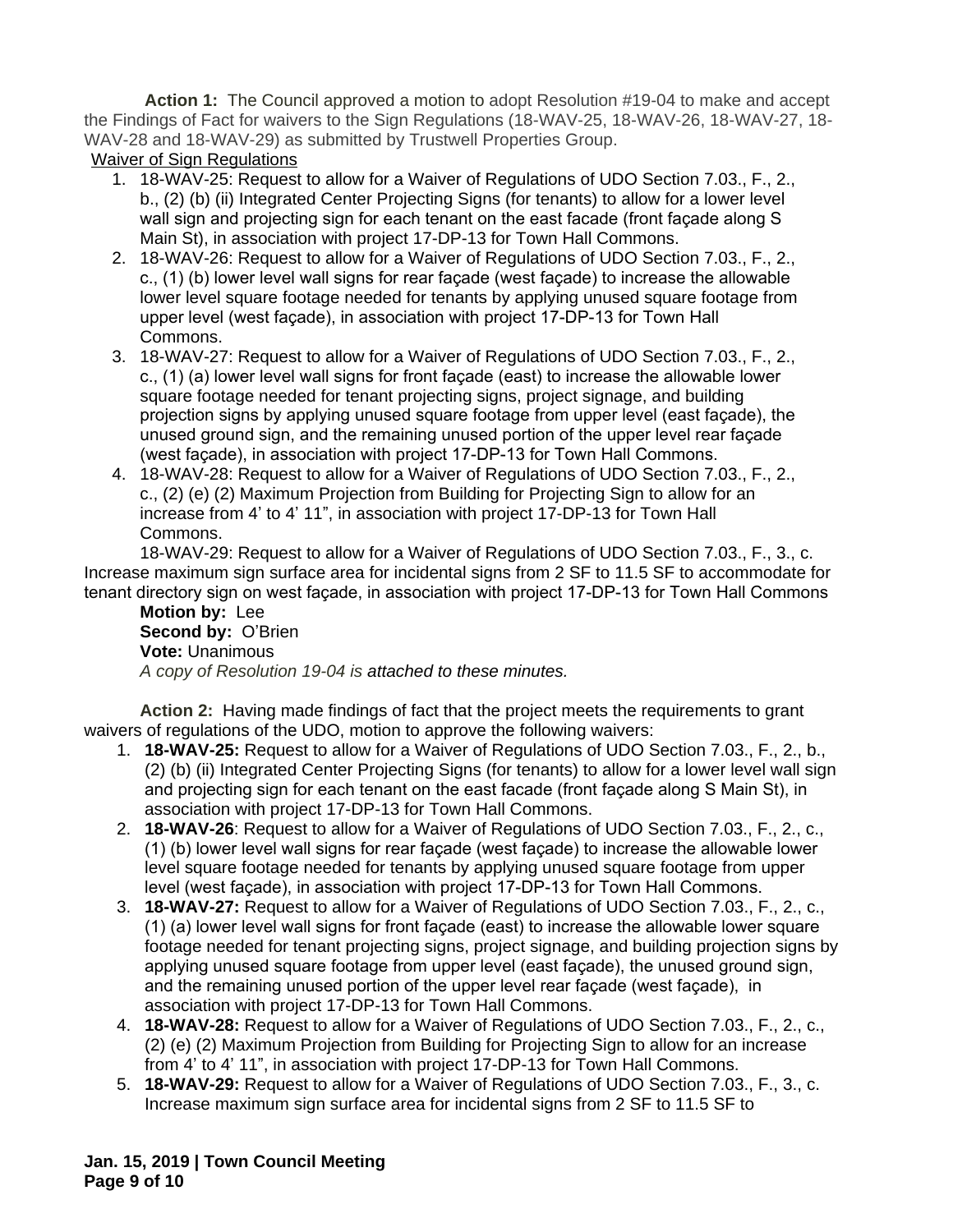**Action 1:** The Council approved a motion to adopt Resolution #19-04 to make and accept the Findings of Fact for waivers to the Sign Regulations (18-WAV-25, 18-WAV-26, 18-WAV-27, 18-WAV-28 and 18-WAV-29) as submitted by Trustwell Properties Group.

Waiver of Sign Regulations

1. 18-WAV-25: Request to allow for a Waiver of Regulations of UDO Section 7.03., F., 2., b., (2) (b) (ii) Integrated Center Projecting Signs (for tenants) to allow for a lower level wall sign and projecting sign for each tenant on the east facade (front façade along S Main St), in association with project 17-DP-13 for Town Hall Commons.
2. 18-WAV-26: Request to allow for a Waiver of Regulations of UDO Section 7.03., F., 2., c., (1) (b) lower level wall signs for rear façade (west façade) to increase the allowable lower level square footage needed for tenants by applying unused square footage from upper level (west façade), in association with project 17-DP-13 for Town Hall Commons.
3. 18-WAV-27: Request to allow for a Waiver of Regulations of UDO Section 7.03., F., 2., c., (1) (a) lower level wall signs for front façade (east) to increase the allowable lower square footage needed for tenant projecting signs, project signage, and building projection signs by applying unused square footage from upper level (east façade), the unused ground sign, and the remaining unused portion of the upper level rear façade (west façade), in association with project 17-DP-13 for Town Hall Commons.
4. 18-WAV-28: Request to allow for a Waiver of Regulations of UDO Section 7.03., F., 2., c., (2) (e) (2) Maximum Projection from Building for Projecting Sign to allow for an increase from 4' to 4' 11", in association with project 17-DP-13 for Town Hall Commons.

18-WAV-29: Request to allow for a Waiver of Regulations of UDO Section 7.03., F., 3., c. Increase maximum sign surface area for incidental signs from 2 SF to 11.5 SF to accommodate for tenant directory sign on west façade, in association with project 17-DP-13 for Town Hall Commons

**Motion by:** Lee
**Second by:** O'Brien
**Vote:** Unanimous
*A copy of Resolution 19-04 is attached to these minutes.*

**Action 2:** Having made findings of fact that the project meets the requirements to grant waivers of regulations of the UDO, motion to approve the following waivers:

1. **18-WAV-25:** Request to allow for a Waiver of Regulations of UDO Section 7.03., F., 2., b., (2) (b) (ii) Integrated Center Projecting Signs (for tenants) to allow for a lower level wall sign and projecting sign for each tenant on the east facade (front façade along S Main St), in association with project 17-DP-13 for Town Hall Commons.
2. **18-WAV-26**: Request to allow for a Waiver of Regulations of UDO Section 7.03., F., 2., c., (1) (b) lower level wall signs for rear façade (west façade) to increase the allowable lower level square footage needed for tenants by applying unused square footage from upper level (west façade), in association with project 17-DP-13 for Town Hall Commons.
3. **18-WAV-27:** Request to allow for a Waiver of Regulations of UDO Section 7.03., F., 2., c., (1) (a) lower level wall signs for front façade (east) to increase the allowable lower square footage needed for tenant projecting signs, project signage, and building projection signs by applying unused square footage from upper level (east façade), the unused ground sign, and the remaining unused portion of the upper level rear façade (west façade), in association with project 17-DP-13 for Town Hall Commons.
4. **18-WAV-28:** Request to allow for a Waiver of Regulations of UDO Section 7.03., F., 2., c., (2) (e) (2) Maximum Projection from Building for Projecting Sign to allow for an increase from 4' to 4' 11", in association with project 17-DP-13 for Town Hall Commons.
5. **18-WAV-29:** Request to allow for a Waiver of Regulations of UDO Section 7.03., F., 3., c. Increase maximum sign surface area for incidental signs from 2 SF to 11.5 SF to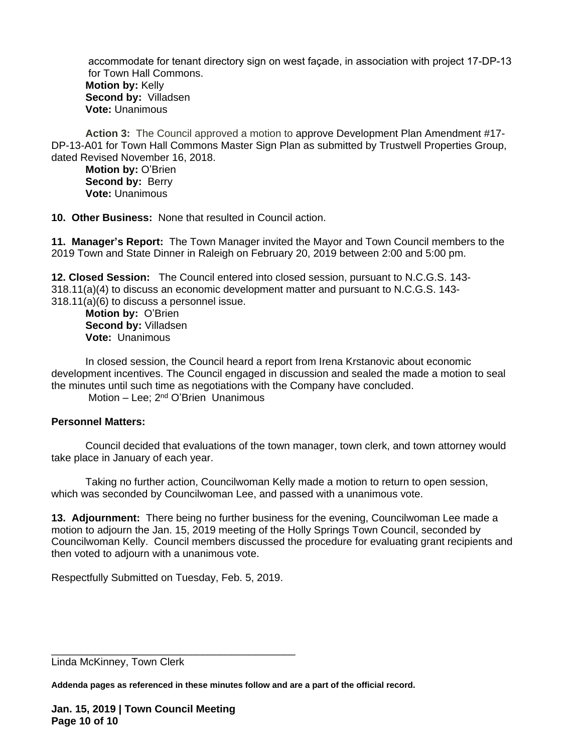accommodate for tenant directory sign on west façade, in association with project 17-DP-13 for Town Hall Commons.
**Motion by:** Kelly
**Second by:** Villadsen
**Vote:** Unanimous

**Action 3:** The Council approved a motion to approve Development Plan Amendment #17-DP-13-A01 for Town Hall Commons Master Sign Plan as submitted by Trustwell Properties Group, dated Revised November 16, 2018.
**Motion by:** O'Brien
**Second by:** Berry
**Vote:** Unanimous

**10. Other Business:** None that resulted in Council action.

**11. Manager's Report:** The Town Manager invited the Mayor and Town Council members to the 2019 Town and State Dinner in Raleigh on February 20, 2019 between 2:00 and 5:00 pm.

**12. Closed Session:** The Council entered into closed session, pursuant to N.C.G.S. 143-318.11(a)(4) to discuss an economic development matter and pursuant to N.C.G.S. 143-318.11(a)(6) to discuss a personnel issue.
**Motion by:** O'Brien
**Second by:** Villadsen
**Vote:** Unanimous

In closed session, the Council heard a report from Irena Krstanovic about economic development incentives. The Council engaged in discussion and sealed the made a motion to seal the minutes until such time as negotiations with the Company have concluded.
Motion – Lee; 2nd O'Brien Unanimous

**Personnel Matters:**

Council decided that evaluations of the town manager, town clerk, and town attorney would take place in January of each year.

Taking no further action, Councilwoman Kelly made a motion to return to open session, which was seconded by Councilwoman Lee, and passed with a unanimous vote.

**13. Adjournment:** There being no further business for the evening, Councilwoman Lee made a motion to adjourn the Jan. 15, 2019 meeting of the Holly Springs Town Council, seconded by Councilwoman Kelly. Council members discussed the procedure for evaluating grant recipients and then voted to adjourn with a unanimous vote.

Respectfully Submitted on Tuesday, Feb. 5, 2019.

\_\_\_\_\_\_\_\_\_\_\_\_\_\_\_\_\_\_\_\_\_\_\_\_\_\_\_\_\_\_\_\_\_\_\_\_\_\_\_\_\_\_
Linda McKinney, Town Clerk

**Addenda pages as referenced in these minutes follow and are a part of the official record.**